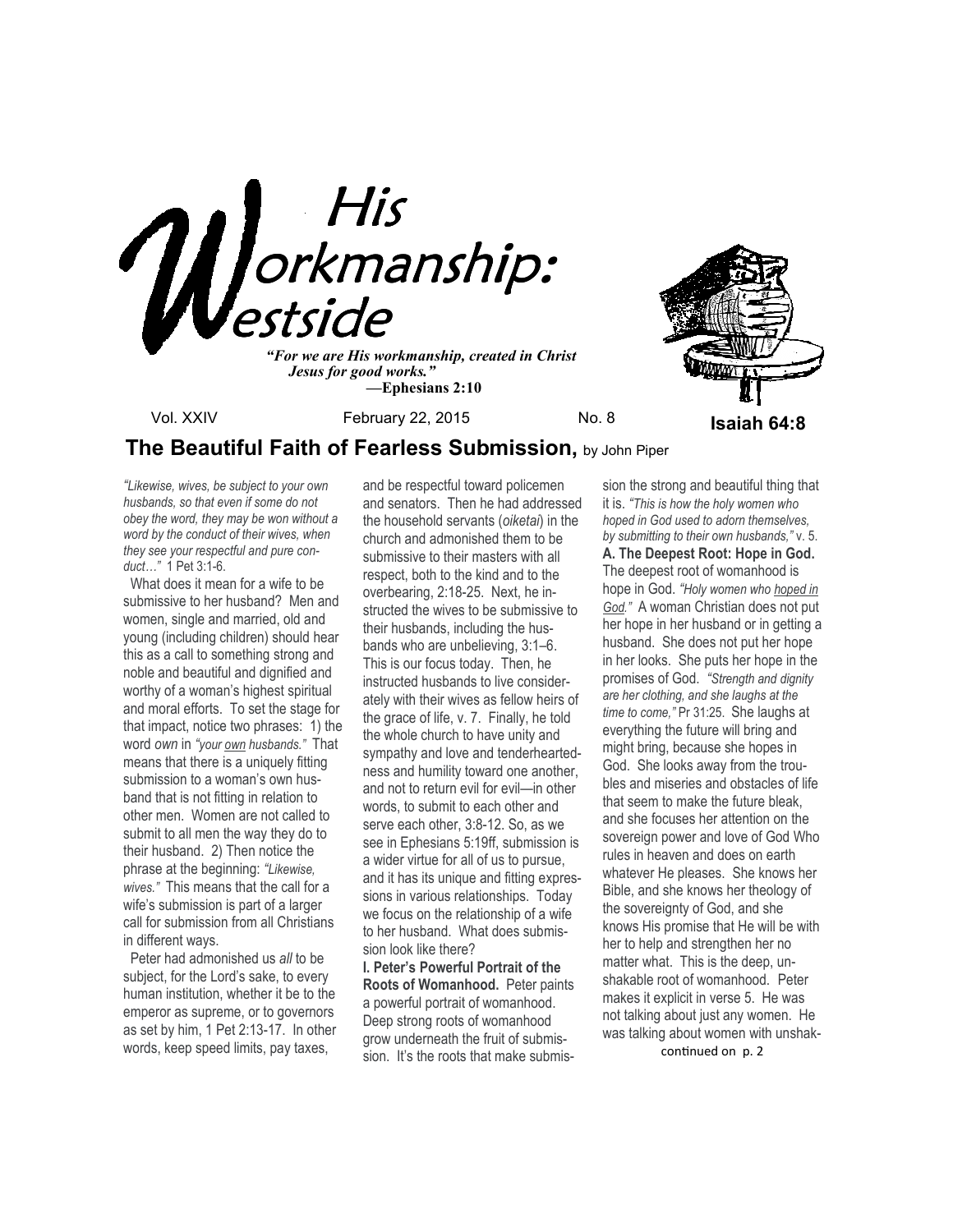# His Workmanship: Westside

*"For we are His workmanship, created in Christ Jesus for good works."*
**—Ephesians 2:10**

**Isaiah 64:8**

Vol. XXIV February 22, 2015 No. 8

## The Beautiful Faith of Fearless Submission, by John Piper

*"Likewise, wives, be subject to your own husbands, so that even if some do not obey the word, they may be won without a word by the conduct of their wives, when they see your respectful and pure conduct…"* 1 Pet 3:1-6.

What does it mean for a wife to be submissive to her husband? Men and women, single and married, old and young (including children) should hear this as a call to something strong and noble and beautiful and dignified and worthy of a woman's highest spiritual and moral efforts. To set the stage for that impact, notice two phrases: 1) the word *own* in *"your own husbands."* That means that there is a uniquely fitting submission to a woman's own husband that is not fitting in relation to other men. Women are not called to submit to all men the way they do to their husband. 2) Then notice the phrase at the beginning: *"Likewise, wives."* This means that the call for a wife's submission is part of a larger call for submission from all Christians in different ways.

Peter had admonished us *all* to be subject, for the Lord's sake, to every human institution, whether it be to the emperor as supreme, or to governors as set by him, 1 Pet 2:13-17. In other words, keep speed limits, pay taxes, and be respectful toward policemen and senators. Then he had addressed the household servants (*oiketai*) in the church and admonished them to be submissive to their masters with all respect, both to the kind and to the overbearing, 2:18-25. Next, he instructed the wives to be submissive to their husbands, including the husbands who are unbelieving, 3:1–6. This is our focus today. Then, he instructed husbands to live considerately with their wives as fellow heirs of the grace of life, v. 7. Finally, he told the whole church to have unity and sympathy and love and tenderheartedness and humility toward one another, and not to return evil for evil—in other words, to submit to each other and serve each other, 3:8-12. So, as we see in Ephesians 5:19ff, submission is a wider virtue for all of us to pursue, and it has its unique and fitting expressions in various relationships. Today we focus on the relationship of a wife to her husband. What does submission look like there?

**I. Peter's Powerful Portrait of the Roots of Womanhood.** Peter paints a powerful portrait of womanhood. Deep strong roots of womanhood grow underneath the fruit of submission. It's the roots that make submission the strong and beautiful thing that it is. *"This is how the holy women who hoped in God used to adorn themselves, by submitting to their own husbands,"* v. 5.

**A. The Deepest Root: Hope in God.** The deepest root of womanhood is hope in God. *"Holy women who hoped in God."* A woman Christian does not put her hope in her husband or in getting a husband. She does not put her hope in her looks. She puts her hope in the promises of God. *"Strength and dignity are her clothing, and she laughs at the time to come,"* Pr 31:25. She laughs at everything the future will bring and might bring, because she hopes in God. She looks away from the troubles and miseries and obstacles of life that seem to make the future bleak, and she focuses her attention on the sovereign power and love of God Who rules in heaven and does on earth whatever He pleases. She knows her Bible, and she knows her theology of the sovereignty of God, and she knows His promise that He will be with her to help and strengthen her no matter what. This is the deep, unshakable root of womanhood. Peter makes it explicit in verse 5. He was not talking about just any women. He was talking about women with unshak-

continued on p. 2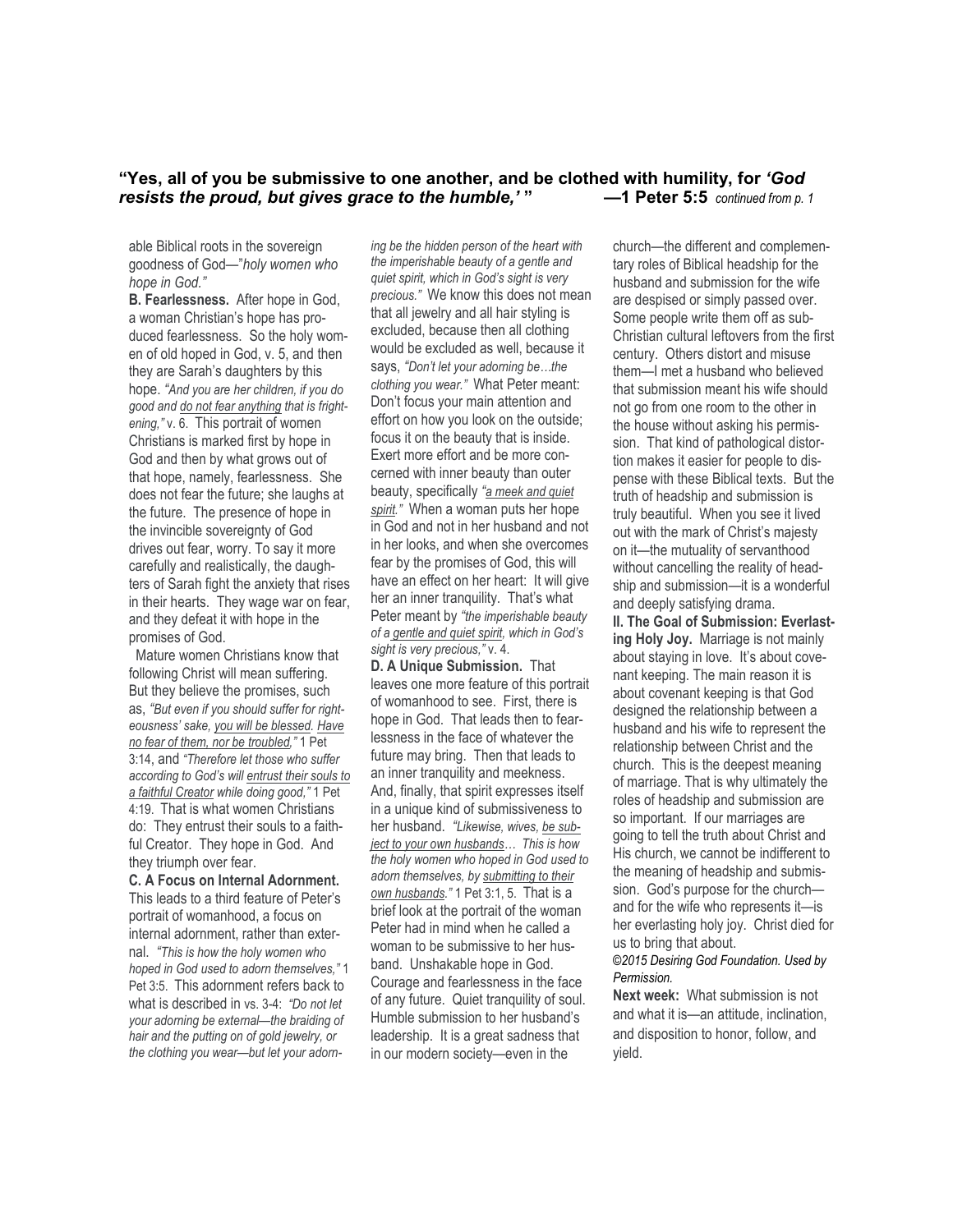**"Yes, all of you be submissive to one another, and be clothed with humility, for *'God resists the proud, but gives grace to the humble,'* " —1 Peter 5:5** *continued from p. 1*

able Biblical roots in the sovereign goodness of God—"*holy women who hope in God."*

**B. Fearlessness.** After hope in God, a woman Christian's hope has produced fearlessness. So the holy women of old hoped in God, v. 5, and then they are Sarah's daughters by this hope. *"And you are her children, if you do good and do not fear anything that is frightening,"* v. 6. This portrait of women Christians is marked first by hope in God and then by what grows out of that hope, namely, fearlessness. She does not fear the future; she laughs at the future. The presence of hope in the invincible sovereignty of God drives out fear, worry. To say it more carefully and realistically, the daughters of Sarah fight the anxiety that rises in their hearts. They wage war on fear, and they defeat it with hope in the promises of God.

Mature women Christians know that following Christ will mean suffering. But they believe the promises, such as, *"But even if you should suffer for righteousness' sake, you will be blessed. Have no fear of them, nor be troubled,"* 1 Pet 3:14, and *"Therefore let those who suffer according to God's will entrust their souls to a faithful Creator while doing good,"* 1 Pet 4:19. That is what women Christians do: They entrust their souls to a faithful Creator. They hope in God. And they triumph over fear.

**C. A Focus on Internal Adornment.** This leads to a third feature of Peter's portrait of womanhood, a focus on internal adornment, rather than external. *"This is how the holy women who hoped in God used to adorn themselves,"* 1 Pet 3:5. This adornment refers back to what is described in vs. 3-4: *"Do not let your adorning be external—the braiding of hair and the putting on of gold jewelry, or the clothing you wear—but let your adorning be the hidden person of the heart with the imperishable beauty of a gentle and quiet spirit, which in God's sight is very precious."* We know this does not mean that all jewelry and all hair styling is excluded, because then all clothing would be excluded as well, because it says, *"Don't let your adorning be…the clothing you wear."* What Peter meant: Don't focus your main attention and effort on how you look on the outside; focus it on the beauty that is inside. Exert more effort and be more concerned with inner beauty than outer beauty, specifically *"a meek and quiet spirit."* When a woman puts her hope in God and not in her husband and not in her looks, and when she overcomes fear by the promises of God, this will have an effect on her heart: It will give her an inner tranquility. That's what Peter meant by *"the imperishable beauty of a gentle and quiet spirit, which in God's sight is very precious,"* v. 4.

**D. A Unique Submission.** That leaves one more feature of this portrait of womanhood to see. First, there is hope in God. That leads then to fearlessness in the face of whatever the future may bring. Then that leads to an inner tranquility and meekness. And, finally, that spirit expresses itself in a unique kind of submissiveness to her husband. *"Likewise, wives, be subject to your own husbands… This is how the holy women who hoped in God used to adorn themselves, by submitting to their own husbands."* 1 Pet 3:1, 5. That is a brief look at the portrait of the woman Peter had in mind when he called a woman to be submissive to her husband. Unshakable hope in God. Courage and fearlessness in the face of any future. Quiet tranquility of soul. Humble submission to her husband's leadership. It is a great sadness that in our modern society—even in the church—the different and complementary roles of Biblical headship for the husband and submission for the wife are despised or simply passed over. Some people write them off as sub-Christian cultural leftovers from the first century. Others distort and misuse them—I met a husband who believed that submission meant his wife should not go from one room to the other in the house without asking his permission. That kind of pathological distortion makes it easier for people to dispense with these Biblical texts. But the truth of headship and submission is truly beautiful. When you see it lived out with the mark of Christ's majesty on it—the mutuality of servanthood without cancelling the reality of headship and submission—it is a wonderful and deeply satisfying drama.

**II. The Goal of Submission: Everlasting Holy Joy.** Marriage is not mainly about staying in love. It's about covenant keeping. The main reason it is about covenant keeping is that God designed the relationship between a husband and his wife to represent the relationship between Christ and the church. This is the deepest meaning of marriage. That is why ultimately the roles of headship and submission are so important. If our marriages are going to tell the truth about Christ and His church, we cannot be indifferent to the meaning of headship and submission. God's purpose for the church—and for the wife who represents it—is her everlasting holy joy. Christ died for us to bring that about.

*©2015 Desiring God Foundation. Used by Permission.*

**Next week:** What submission is not and what it is—an attitude, inclination, and disposition to honor, follow, and yield.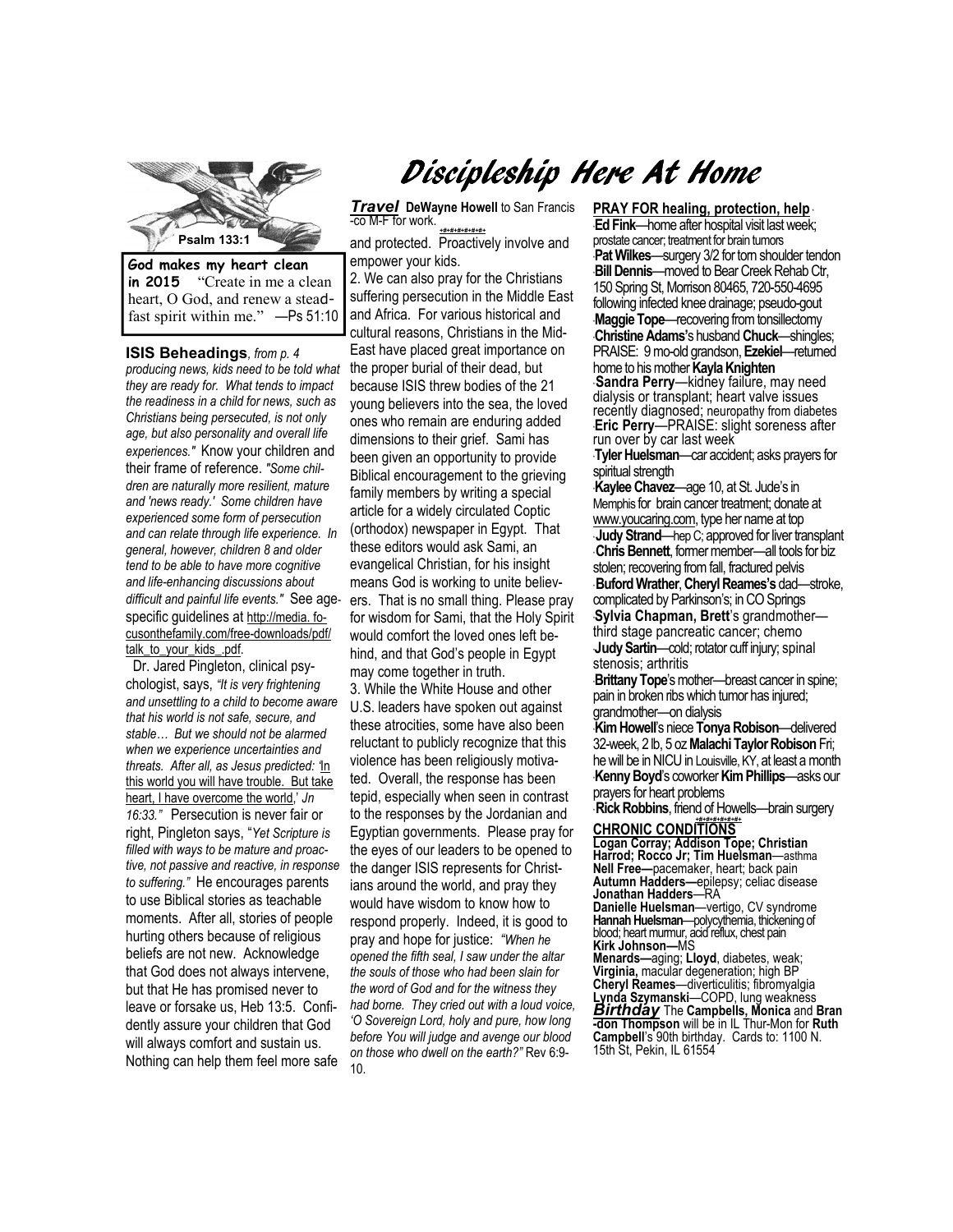Psalm 133:1

**God makes my heart clean in 2015** "Create in me a clean heart, O God, and renew a steadfast spirit within me." —Ps 51:10

**ISIS Beheadings**, *from p. 4 producing news, kids need to be told what they are ready for. What tends to impact the readiness in a child for news, such as Christians being persecuted, is not only age, but also personality and overall life experiences."* Know your children and their frame of reference. *"Some children are naturally more resilient, mature and 'news ready.' Some children have experienced some form of persecution and can relate through life experience. In general, however, children 8 and older tend to be able to have more cognitive and life-enhancing discussions about difficult and painful life events."* See age-specific guidelines at http://media.focusonthefamily.com/free-downloads/pdf/talk_to_your_kids_.pdf.

Dr. Jared Pingleton, clinical psychologist, says, *"It is very frightening and unsettling to a child to become aware that his world is not safe, secure, and stable… But we should not be alarmed when we experience uncertainties and threats. After all, as Jesus predicted: 'In this world you will have trouble. But take heart, I have overcome the world,' Jn 16:33."* Persecution is never fair or right, Pingleton says, "*Yet Scripture is filled with ways to be mature and proactive, not passive and reactive, in response to suffering."* He encourages parents to use Biblical stories as teachable moments. After all, stories of people hurting others because of religious beliefs are not new. Acknowledge that God does not always intervene, but that He has promised never to leave or forsake us, Heb 13:5. Confidently assure your children that God will always comfort and sustain us. Nothing can help them feel more safe and protected. Proactively involve and empower your kids.

# Discipleship Here At Home

***Travel*** **DeWayne Howell** to San Francisco M-F for work.

2. We can also pray for the Christians suffering persecution in the Middle East and Africa. For various historical and cultural reasons, Christians in the Mid-East have placed great importance on the proper burial of their dead, but because ISIS threw bodies of the 21 young believers into the sea, the loved ones who remain are enduring added dimensions to their grief. Sami has been given an opportunity to provide Biblical encouragement to the grieving family members by writing a special article for a widely circulated Coptic (orthodox) newspaper in Egypt. That these editors would ask Sami, an evangelical Christian, for his insight means God is working to unite believers. That is no small thing. Please pray for wisdom for Sami, that the Holy Spirit would comfort the loved ones left behind, and that God's people in Egypt may come together in truth.

3. While the White House and other U.S. leaders have spoken out against these atrocities, some have also been reluctant to publicly recognize that this violence has been religiously motivated. Overall, the response has been tepid, especially when seen in contrast to the responses by the Jordanian and Egyptian governments. Please pray for the eyes of our leaders to be opened to the danger ISIS represents for Christians around the world, and pray they would have wisdom to know how to respond properly. Indeed, it is good to pray and hope for justice: *"When he opened the fifth seal, I saw under the altar the souls of those who had been slain for the word of God and for the witness they had borne. They cried out with a loud voice, 'O Sovereign Lord, holy and pure, how long before You will judge and avenge our blood on those who dwell on the earth?"* Rev 6:9-10.

**PRAY FOR healing, protection, help**

- **Ed Fink**—home after hospital visit last week; prostate cancer; treatment for brain tumors
- **Pat Wilkes**—surgery 3/2 for torn shoulder tendon
- **Bill Dennis**—moved to Bear Creek Rehab Ctr, 150 Spring St, Morrison 80465, 720-550-4695 following infected knee drainage; pseudo-gout
- **Maggie Tope**—recovering from tonsillectomy
- **Christine Adams**'s husband **Chuck**—shingles; PRAISE: 9 mo-old grandson, **Ezekiel**—returned home to his mother **Kayla Knighten**
- **Sandra Perry**—kidney failure, may need dialysis or transplant; heart valve issues recently diagnosed; neuropathy from diabetes
- **Eric Perry**—PRAISE: slight soreness after run over by car last week
- **Tyler Huelsman**—car accident; asks prayers for spiritual strength
- **Kaylee Chavez**—age 10, at St. Jude's in Memphis for brain cancer treatment; donate at www.youcaring.com, type her name at top
- **Judy Strand**—hep C; approved for liver transplant
- **Chris Bennett**, former member—all tools for biz stolen; recovering from fall, fractured pelvis
- **Buford Wrather**, **Cheryl Reames's** dad—stroke, complicated by Parkinson's; in CO Springs
- **Sylvia Chapman, Brett**'s grandmother—third stage pancreatic cancer; chemo
- **Judy Sartin**—cold; rotator cuff injury; spinal stenosis; arthritis
- **Brittany Tope**'s mother—breast cancer in spine; pain in broken ribs which tumor has injured; grandmother—on dialysis
- **Kim Howell**'s niece **Tonya Robison**—delivered 32-week, 2 lb, 5 oz **Malachi Taylor Robison** Fri; he will be in NICU in Louisville, KY, at least a month
- **Kenny Boyd**'s coworker **Kim Phillips**—asks our prayers for heart problems
- **Rick Robbins**, friend of Howells—brain surgery

**CHRONIC CONDITIONS**

**Logan Corray; Addison Tope; Christian Harrod; Rocco Jr; Tim Huelsman**—asthma
**Nell Free—**pacemaker, heart; back pain
**Autumn Hadders—**epilepsy; celiac disease
**Jonathan Hadders**—RA
**Danielle Huelsman**—vertigo, CV syndrome
**Hannah Huelsman**—polycythemia, thickening of blood; heart murmur, acid reflux, chest pain
**Kirk Johnson—**MS
**Menards—**aging; **Lloyd**, diabetes, weak; **Virginia,** macular degeneration; high BP
**Cheryl Reames**—diverticulitis; fibromyalgia
**Lynda Szymanski**—COPD, lung weakness

***Birthday*** The **Campbells, Monica** and **Brandon Thompson** will be in IL Thur-Mon for **Ruth Campbell**'s 90th birthday. Cards to: 1100 N. 15th St, Pekin, IL 61554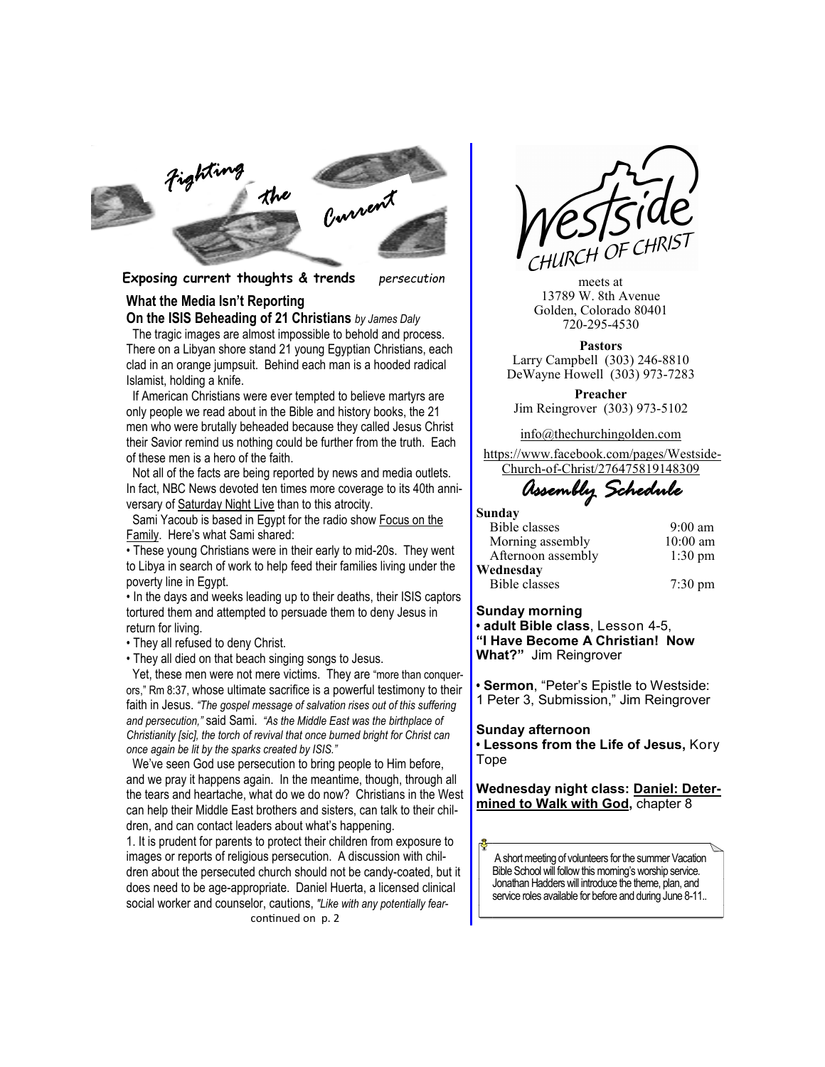# Fighting the Current

**Exposing current thoughts & trends** *persecution*

### What the Media Isn't Reporting

**On the ISIS Beheading of 21 Christians** *by James Daly*

The tragic images are almost impossible to behold and process. There on a Libyan shore stand 21 young Egyptian Christians, each clad in an orange jumpsuit. Behind each man is a hooded radical Islamist, holding a knife.

If American Christians were ever tempted to believe martyrs are only people we read about in the Bible and history books, the 21 men who were brutally beheaded because they called Jesus Christ their Savior remind us nothing could be further from the truth. Each of these men is a hero of the faith.

Not all of the facts are being reported by news and media outlets. In fact, NBC News devoted ten times more coverage to its 40th anniversary of Saturday Night Live than to this atrocity.

Sami Yacoub is based in Egypt for the radio show Focus on the Family. Here's what Sami shared:

- These young Christians were in their early to mid-20s. They went to Libya in search of work to help feed their families living under the poverty line in Egypt.
- In the days and weeks leading up to their deaths, their ISIS captors tortured them and attempted to persuade them to deny Jesus in return for living.
- They all refused to deny Christ.
- They all died on that beach singing songs to Jesus.

Yet, these men were not mere victims. They are "more than conquerors," Rm 8:37, whose ultimate sacrifice is a powerful testimony to their faith in Jesus. *"The gospel message of salvation rises out of this suffering and persecution,"* said Sami. *"As the Middle East was the birthplace of Christianity [sic], the torch of revival that once burned bright for Christ can once again be lit by the sparks created by ISIS."*

We've seen God use persecution to bring people to Him before, and we pray it happens again. In the meantime, though, through all the tears and heartache, what do we do now? Christians in the West can help their Middle East brothers and sisters, can talk to their children, and can contact leaders about what's happening.

1. It is prudent for parents to protect their children from exposure to images or reports of religious persecution. A discussion with children about the persecuted church should not be candy-coated, but it does need to be age-appropriate. Daniel Huerta, a licensed clinical social worker and counselor, cautions, *"Like with any potentially fear-*

continued on p. 2

---

# Westside CHURCH OF CHRIST

meets at
13789 W. 8th Avenue
Golden, Colorado 80401
720-295-4530

**Pastors**
Larry Campbell (303) 246-8810
DeWayne Howell (303) 973-7283

**Preacher**
Jim Reingrover (303) 973-5102

info@thechurchingolden.com

https://www.facebook.com/pages/Westside-Church-of-Christ/276475819148309

## Assembly Schedule

| | |
|---|---|
| **Sunday** | |
| Bible classes | 9:00 am |
| Morning assembly | 10:00 am |
| Afternoon assembly | 1:30 pm |
| **Wednesday** | |
| Bible classes | 7:30 pm |

**Sunday morning**

- **adult Bible class**, Lesson 4-5, **"I Have Become A Christian! Now What?"** Jim Reingrover
- **Sermon**, "Peter's Epistle to Westside: 1 Peter 3, Submission," Jim Reingrover

**Sunday afternoon**

- **Lessons from the Life of Jesus,** Kory Tope

**Wednesday night class: Daniel: Determined to Walk with God,** chapter 8

A short meeting of volunteers for the summer Vacation Bible School will follow this morning's worship service. Jonathan Hadders will introduce the theme, plan, and service roles available for before and during June 8-11..